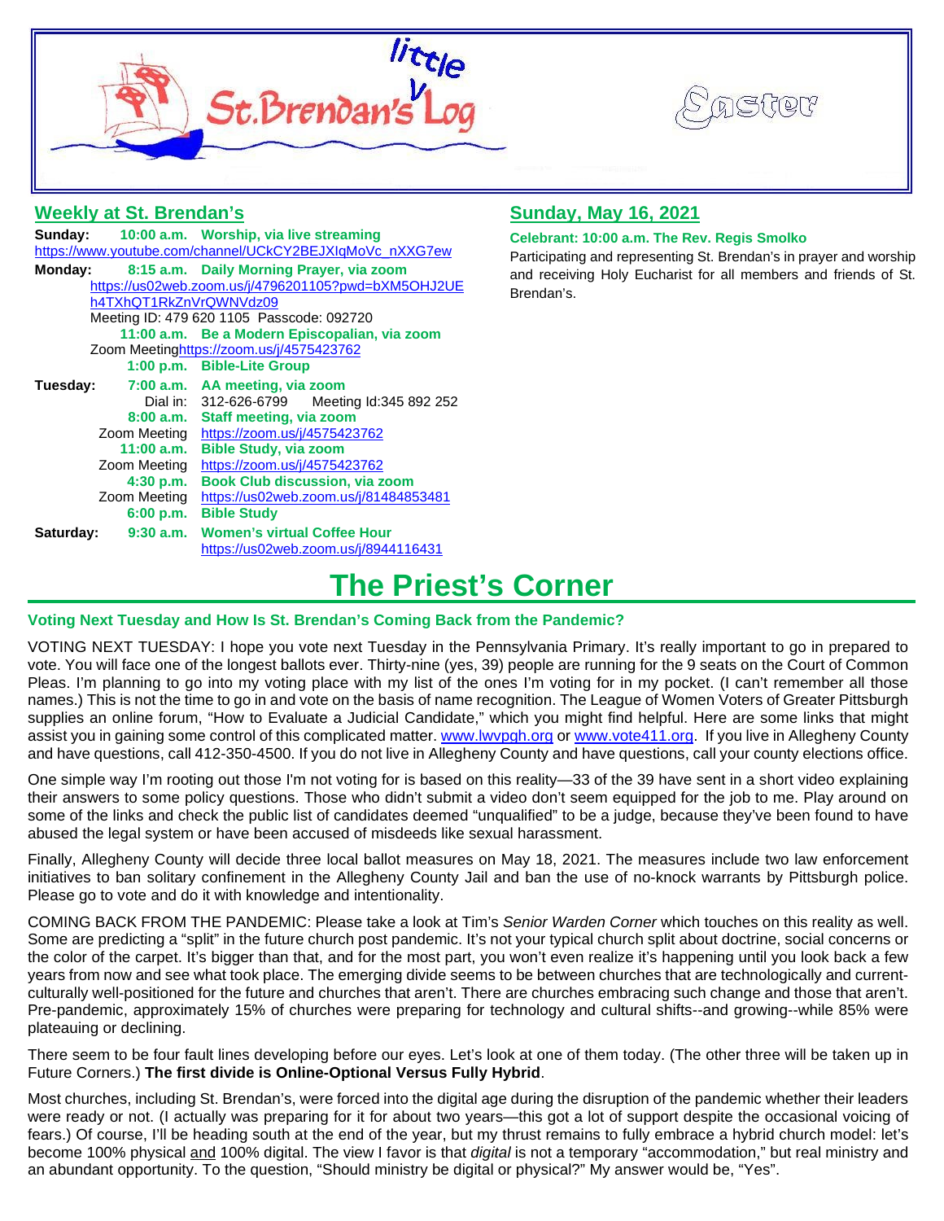# little St. Brendan's Log

Easter

## Weekly at St. Brendan's

**Sunday:** **10:00 a.m. Worship, via live streaming**
https://www.youtube.com/channel/UCkCY2BEJXIqMoVc_nXXG7ew

**Monday:** **8:15 a.m. Daily Morning Prayer, via zoom**
https://us02web.zoom.us/j/4796201105?pwd=bXM5OHJ2UEh4TXhQT1RkZnVrQWNVdz09
Meeting ID: 479 620 1105 Passcode: 092720
**11:00 a.m. Be a Modern Episcopalian, via zoom**
Zoom Meetinghttps://zoom.us/j/4575423762
**1:00 p.m. Bible-Lite Group**

**Tuesday:** **7:00 a.m. AA meeting, via zoom**
Dial in: 312-626-6799 Meeting Id:345 892 252
**8:00 a.m. Staff meeting, via zoom**
Zoom Meeting https://zoom.us/j/4575423762
**11:00 a.m. Bible Study, via zoom**
Zoom Meeting https://zoom.us/j/4575423762
**4:30 p.m. Book Club discussion, via zoom**
Zoom Meeting https://us02web.zoom.us/j/81484853481
**6:00 p.m. Bible Study**

**Saturday:** **9:30 a.m. Women's virtual Coffee Hour**
https://us02web.zoom.us/j/8944116431

## Sunday, May 16, 2021

**Celebrant: 10:00 a.m. The Rev. Regis Smolko**

Participating and representing St. Brendan's in prayer and worship and receiving Holy Eucharist for all members and friends of St. Brendan's.

# The Priest's Corner

### Voting Next Tuesday and How Is St. Brendan's Coming Back from the Pandemic?

VOTING NEXT TUESDAY: I hope you vote next Tuesday in the Pennsylvania Primary. It's really important to go in prepared to vote. You will face one of the longest ballots ever. Thirty-nine (yes, 39) people are running for the 9 seats on the Court of Common Pleas. I'm planning to go into my voting place with my list of the ones I'm voting for in my pocket. (I can't remember all those names.) This is not the time to go in and vote on the basis of name recognition. The League of Women Voters of Greater Pittsburgh supplies an online forum, "How to Evaluate a Judicial Candidate," which you might find helpful. Here are some links that might assist you in gaining some control of this complicated matter. www.lwvpgh.org or www.vote411.org. If you live in Allegheny County and have questions, call 412-350-4500. If you do not live in Allegheny County and have questions, call your county elections office.

One simple way I'm rooting out those I'm not voting for is based on this reality—33 of the 39 have sent in a short video explaining their answers to some policy questions. Those who didn't submit a video don't seem equipped for the job to me. Play around on some of the links and check the public list of candidates deemed "unqualified" to be a judge, because they've been found to have abused the legal system or have been accused of misdeeds like sexual harassment.

Finally, Allegheny County will decide three local ballot measures on May 18, 2021. The measures include two law enforcement initiatives to ban solitary confinement in the Allegheny County Jail and ban the use of no-knock warrants by Pittsburgh police. Please go to vote and do it with knowledge and intentionality.

COMING BACK FROM THE PANDEMIC: Please take a look at Tim's *Senior Warden Corner* which touches on this reality as well. Some are predicting a "split" in the future church post pandemic. It's not your typical church split about doctrine, social concerns or the color of the carpet. It's bigger than that, and for the most part, you won't even realize it's happening until you look back a few years from now and see what took place. The emerging divide seems to be between churches that are technologically and current-culturally well-positioned for the future and churches that aren't. There are churches embracing such change and those that aren't. Pre-pandemic, approximately 15% of churches were preparing for technology and cultural shifts--and growing--while 85% were plateauing or declining.

There seem to be four fault lines developing before our eyes. Let's look at one of them today. (The other three will be taken up in Future Corners.) **The first divide is Online-Optional Versus Fully Hybrid**.

Most churches, including St. Brendan's, were forced into the digital age during the disruption of the pandemic whether their leaders were ready or not. (I actually was preparing for it for about two years—this got a lot of support despite the occasional voicing of fears.) Of course, I'll be heading south at the end of the year, but my thrust remains to fully embrace a hybrid church model: let's become 100% physical and 100% digital. The view I favor is that *digital* is not a temporary "accommodation," but real ministry and an abundant opportunity. To the question, "Should ministry be digital or physical?" My answer would be, "Yes".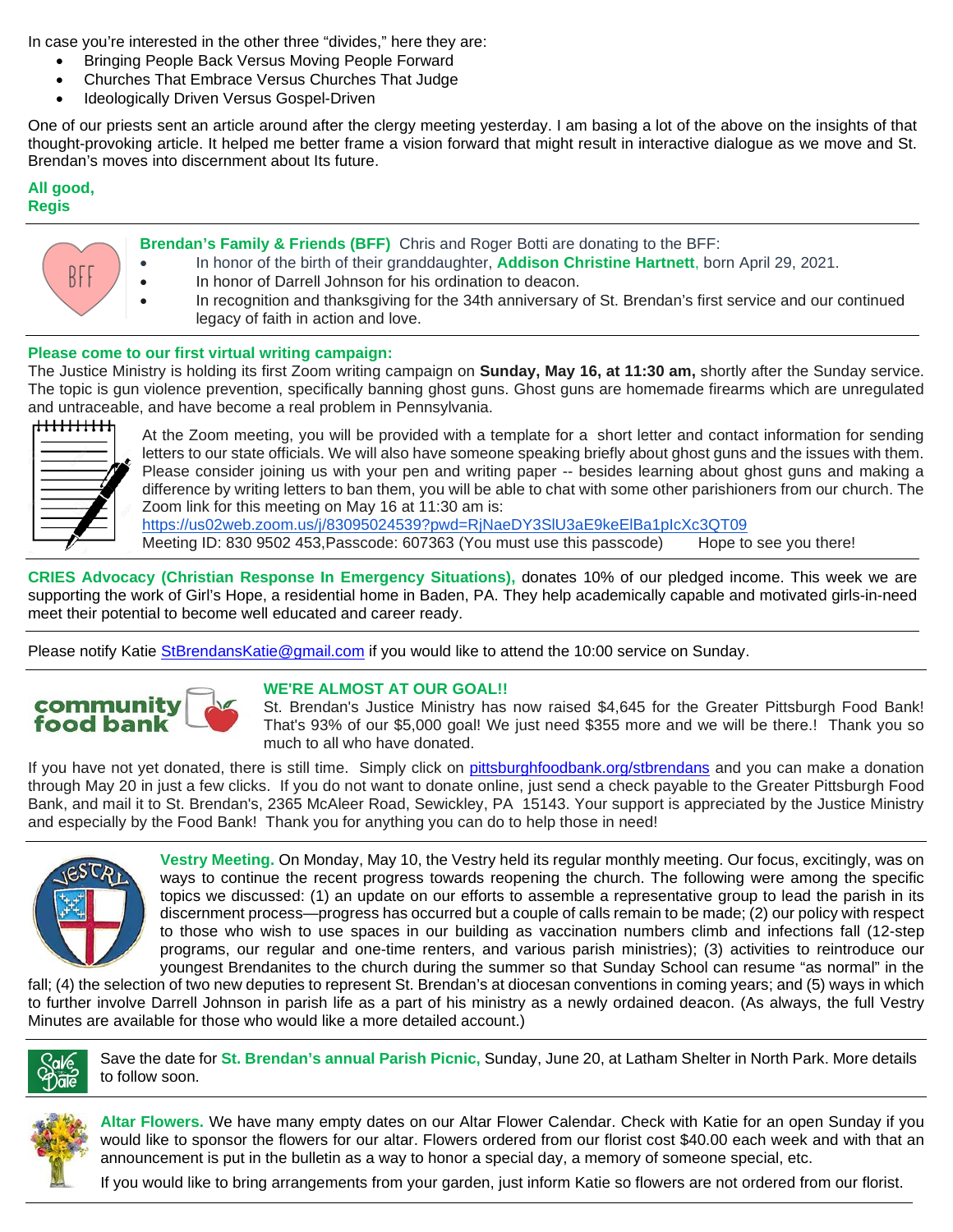In case you're interested in the other three "divides," here they are:

- Bringing People Back Versus Moving People Forward
- Churches That Embrace Versus Churches That Judge
- Ideologically Driven Versus Gospel-Driven

One of our priests sent an article around after the clergy meeting yesterday. I am basing a lot of the above on the insights of that thought-provoking article. It helped me better frame a vision forward that might result in interactive dialogue as we move and St. Brendan's moves into discernment about Its future.

**All good,**
**Regis**

---

**Brendan's Family & Friends (BFF)** Chris and Roger Botti are donating to the BFF:

- In honor of the birth of their granddaughter, **Addison Christine Hartnett**, born April 29, 2021.
- In honor of Darrell Johnson for his ordination to deacon.
- In recognition and thanksgiving for the 34th anniversary of St. Brendan's first service and our continued legacy of faith in action and love.

---

**Please come to our first virtual writing campaign:**

The Justice Ministry is holding its first Zoom writing campaign on **Sunday, May 16, at 11:30 am,** shortly after the Sunday service. The topic is gun violence prevention, specifically banning ghost guns. Ghost guns are homemade firearms which are unregulated and untraceable, and have become a real problem in Pennsylvania.

At the Zoom meeting, you will be provided with a template for a short letter and contact information for sending letters to our state officials. We will also have someone speaking briefly about ghost guns and the issues with them. Please consider joining us with your pen and writing paper -- besides learning about ghost guns and making a difference by writing letters to ban them, you will be able to chat with some other parishioners from our church. The Zoom link for this meeting on May 16 at 11:30 am is:

https://us02web.zoom.us/j/83095024539?pwd=RjNaeDY3SlU3aE9keElBa1plcXc3QT09

Meeting ID: 830 9502 453,Passcode: 607363 (You must use this passcode)    Hope to see you there!

---

**CRIES Advocacy (Christian Response In Emergency Situations),** donates 10% of our pledged income. This week we are supporting the work of Girl's Hope, a residential home in Baden, PA. They help academically capable and motivated girls-in-need meet their potential to become well educated and career ready.

---

Please notify Katie StBrendansKatie@gmail.com if you would like to attend the 10:00 service on Sunday.

---

**WE'RE ALMOST AT OUR GOAL!!**

St. Brendan's Justice Ministry has now raised $4,645 for the Greater Pittsburgh Food Bank! That's 93% of our $5,000 goal! We just need $355 more and we will be there.! Thank you so much to all who have donated.

If you have not yet donated, there is still time. Simply click on pittsburghfoodbank.org/stbrendans and you can make a donation through May 20 in just a few clicks. If you do not want to donate online, just send a check payable to the Greater Pittsburgh Food Bank, and mail it to St. Brendan's, 2365 McAleer Road, Sewickley, PA 15143. Your support is appreciated by the Justice Ministry and especially by the Food Bank! Thank you for anything you can do to help those in need!

---

**Vestry Meeting.** On Monday, May 10, the Vestry held its regular monthly meeting. Our focus, excitingly, was on ways to continue the recent progress towards reopening the church. The following were among the specific topics we discussed: (1) an update on our efforts to assemble a representative group to lead the parish in its discernment process—progress has occurred but a couple of calls remain to be made; (2) our policy with respect to those who wish to use spaces in our building as vaccination numbers climb and infections fall (12-step programs, our regular and one-time renters, and various parish ministries); (3) activities to reintroduce our youngest Brendanites to the church during the summer so that Sunday School can resume "as normal" in the fall; (4) the selection of two new deputies to represent St. Brendan's at diocesan conventions in coming years; and (5) ways in which to further involve Darrell Johnson in parish life as a part of his ministry as a newly ordained deacon. (As always, the full Vestry Minutes are available for those who would like a more detailed account.)

---

Save the date for **St. Brendan's annual Parish Picnic,** Sunday, June 20, at Latham Shelter in North Park. More details to follow soon.

---

**Altar Flowers.** We have many empty dates on our Altar Flower Calendar. Check with Katie for an open Sunday if you would like to sponsor the flowers for our altar. Flowers ordered from our florist cost $40.00 each week and with that an announcement is put in the bulletin as a way to honor a special day, a memory of someone special, etc.

If you would like to bring arrangements from your garden, just inform Katie so flowers are not ordered from our florist.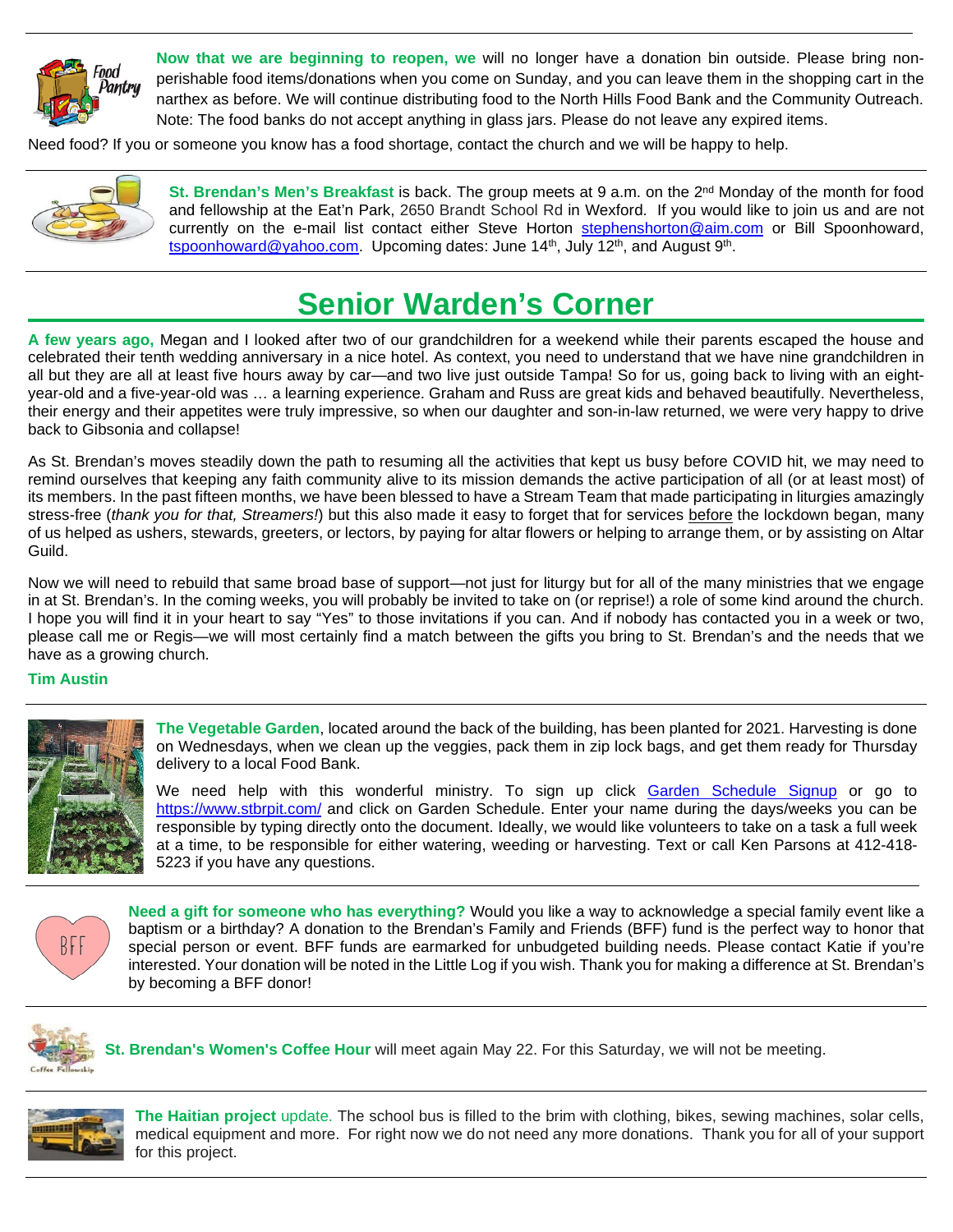**Now that we are beginning to reopen, we** will no longer have a donation bin outside. Please bring non-perishable food items/donations when you come on Sunday, and you can leave them in the shopping cart in the narthex as before. We will continue distributing food to the North Hills Food Bank and the Community Outreach. Note: The food banks do not accept anything in glass jars. Please do not leave any expired items.

Need food? If you or someone you know has a food shortage, contact the church and we will be happy to help.

---

**St. Brendan's Men's Breakfast** is back. The group meets at 9 a.m. on the 2nd Monday of the month for food and fellowship at the Eat'n Park, 2650 Brandt School Rd in Wexford. If you would like to join us and are not currently on the e-mail list contact either Steve Horton stephenshorton@aim.com or Bill Spoonhoward, tspoonhoward@yahoo.com. Upcoming dates: June 14th, July 12th, and August 9th.

---

# Senior Warden's Corner

**A few years ago,** Megan and I looked after two of our grandchildren for a weekend while their parents escaped the house and celebrated their tenth wedding anniversary in a nice hotel. As context, you need to understand that we have nine grandchildren in all but they are all at least five hours away by car—and two live just outside Tampa! So for us, going back to living with an eight-year-old and a five-year-old was … a learning experience. Graham and Russ are great kids and behaved beautifully. Nevertheless, their energy and their appetites were truly impressive, so when our daughter and son-in-law returned, we were very happy to drive back to Gibsonia and collapse!

As St. Brendan's moves steadily down the path to resuming all the activities that kept us busy before COVID hit, we may need to remind ourselves that keeping any faith community alive to its mission demands the active participation of all (or at least most) of its members. In the past fifteen months, we have been blessed to have a Stream Team that made participating in liturgies amazingly stress-free (*thank you for that, Streamers!*) but this also made it easy to forget that for services before the lockdown began, many of us helped as ushers, stewards, greeters, or lectors, by paying for altar flowers or helping to arrange them, or by assisting on Altar Guild.

Now we will need to rebuild that same broad base of support—not just for liturgy but for all of the many ministries that we engage in at St. Brendan's. In the coming weeks, you will probably be invited to take on (or reprise!) a role of some kind around the church. I hope you will find it in your heart to say "Yes" to those invitations if you can. And if nobody has contacted you in a week or two, please call me or Regis—we will most certainly find a match between the gifts you bring to St. Brendan's and the needs that we have as a growing church.

**Tim Austin**

---

**The Vegetable Garden**, located around the back of the building, has been planted for 2021. Harvesting is done on Wednesdays, when we clean up the veggies, pack them in zip lock bags, and get them ready for Thursday delivery to a local Food Bank.

We need help with this wonderful ministry. To sign up click Garden Schedule Signup or go to https://www.stbrpit.com/ and click on Garden Schedule. Enter your name during the days/weeks you can be responsible by typing directly onto the document. Ideally, we would like volunteers to take on a task a full week at a time, to be responsible for either watering, weeding or harvesting. Text or call Ken Parsons at 412-418-5223 if you have any questions.

---

**Need a gift for someone who has everything?** Would you like a way to acknowledge a special family event like a baptism or a birthday? A donation to the Brendan's Family and Friends (BFF) fund is the perfect way to honor that special person or event. BFF funds are earmarked for unbudgeted building needs. Please contact Katie if you're interested. Your donation will be noted in the Little Log if you wish. Thank you for making a difference at St. Brendan's by becoming a BFF donor!

---

**St. Brendan's Women's Coffee Hour** will meet again May 22. For this Saturday, we will not be meeting.

---

**The Haitian project** update. The school bus is filled to the brim with clothing, bikes, sewing machines, solar cells, medical equipment and more. For right now we do not need any more donations. Thank you for all of your support for this project.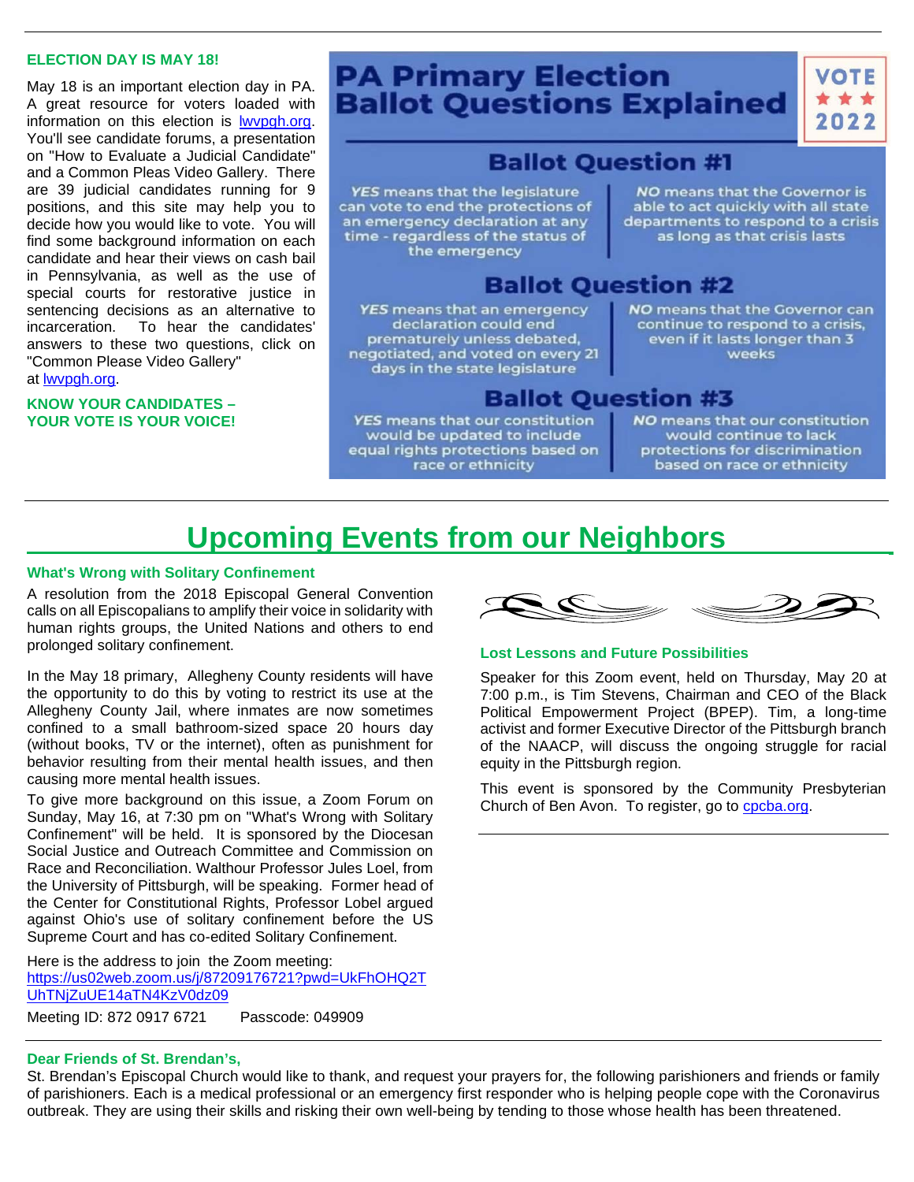**ELECTION DAY IS MAY 18!**

May 18 is an important election day in PA. A great resource for voters loaded with information on this election is [lwvpgh.org](lwvpgh.org). You'll see candidate forums, a presentation on "How to Evaluate a Judicial Candidate" and a Common Pleas Video Gallery. There are 39 judicial candidates running for 9 positions, and this site may help you to decide how you would like to vote. You will find some background information on each candidate and hear their views on cash bail in Pennsylvania, as well as the use of special courts for restorative justice in sentencing decisions as an alternative to incarceration. To hear the candidates' answers to these two questions, click on "Common Please Video Gallery" at [lwvpgh.org](lwvpgh.org).

**KNOW YOUR CANDIDATES – YOUR VOTE IS YOUR VOICE!**

## PA Primary Election Ballot Questions Explained

VOTE ★★★ 2022

### Ballot Question #1

*YES* means that the legislature can vote to end the protections of an emergency declaration at any time - regardless of the status of the emergency

*NO* means that the Governor is able to act quickly with all state departments to respond to a crisis as long as that crisis lasts

### Ballot Question #2

*YES* means that an emergency declaration could end prematurely unless debated, negotiated, and voted on every 21 days in the state legislature

*NO* means that the Governor can continue to respond to a crisis, even if it lasts longer than 3 weeks

### Ballot Question #3

*YES* means that our constitution would be updated to include equal rights protections based on race or ethnicity

*NO* means that our constitution would continue to lack protections for discrimination based on race or ethnicity

# Upcoming Events from our Neighbors

**What's Wrong with Solitary Confinement**

A resolution from the 2018 Episcopal General Convention calls on all Episcopalians to amplify their voice in solidarity with human rights groups, the United Nations and others to end prolonged solitary confinement.

In the May 18 primary, Allegheny County residents will have the opportunity to do this by voting to restrict its use at the Allegheny County Jail, where inmates are now sometimes confined to a small bathroom-sized space 20 hours day (without books, TV or the internet), often as punishment for behavior resulting from their mental health issues, and then causing more mental health issues.

To give more background on this issue, a Zoom Forum on Sunday, May 16, at 7:30 pm on "What's Wrong with Solitary Confinement" will be held. It is sponsored by the Diocesan Social Justice and Outreach Committee and Commission on Race and Reconciliation. Walthour Professor Jules Loel, from the University of Pittsburgh, will be speaking. Former head of the Center for Constitutional Rights, Professor Lobel argued against Ohio's use of solitary confinement before the US Supreme Court and has co-edited Solitary Confinement.

Here is the address to join the Zoom meeting:
[https://us02web.zoom.us/j/87209176721?pwd=UkFhOHQ2TUhTNjZuUE14aTN4KzV0dz09](https://us02web.zoom.us/j/87209176721?pwd=UkFhOHQ2TUhTNjZuUE14aTN4KzV0dz09)

Meeting ID: 872 0917 6721 Passcode: 049909

**Lost Lessons and Future Possibilities**

Speaker for this Zoom event, held on Thursday, May 20 at 7:00 p.m., is Tim Stevens, Chairman and CEO of the Black Political Empowerment Project (BPEP). Tim, a long-time activist and former Executive Director of the Pittsburgh branch of the NAACP, will discuss the ongoing struggle for racial equity in the Pittsburgh region.

This event is sponsored by the Community Presbyterian Church of Ben Avon. To register, go to [cpcba.org](cpcba.org).

**Dear Friends of St. Brendan's,**

St. Brendan's Episcopal Church would like to thank, and request your prayers for, the following parishioners and friends or family of parishioners. Each is a medical professional or an emergency first responder who is helping people cope with the Coronavirus outbreak. They are using their skills and risking their own well-being by tending to those whose health has been threatened.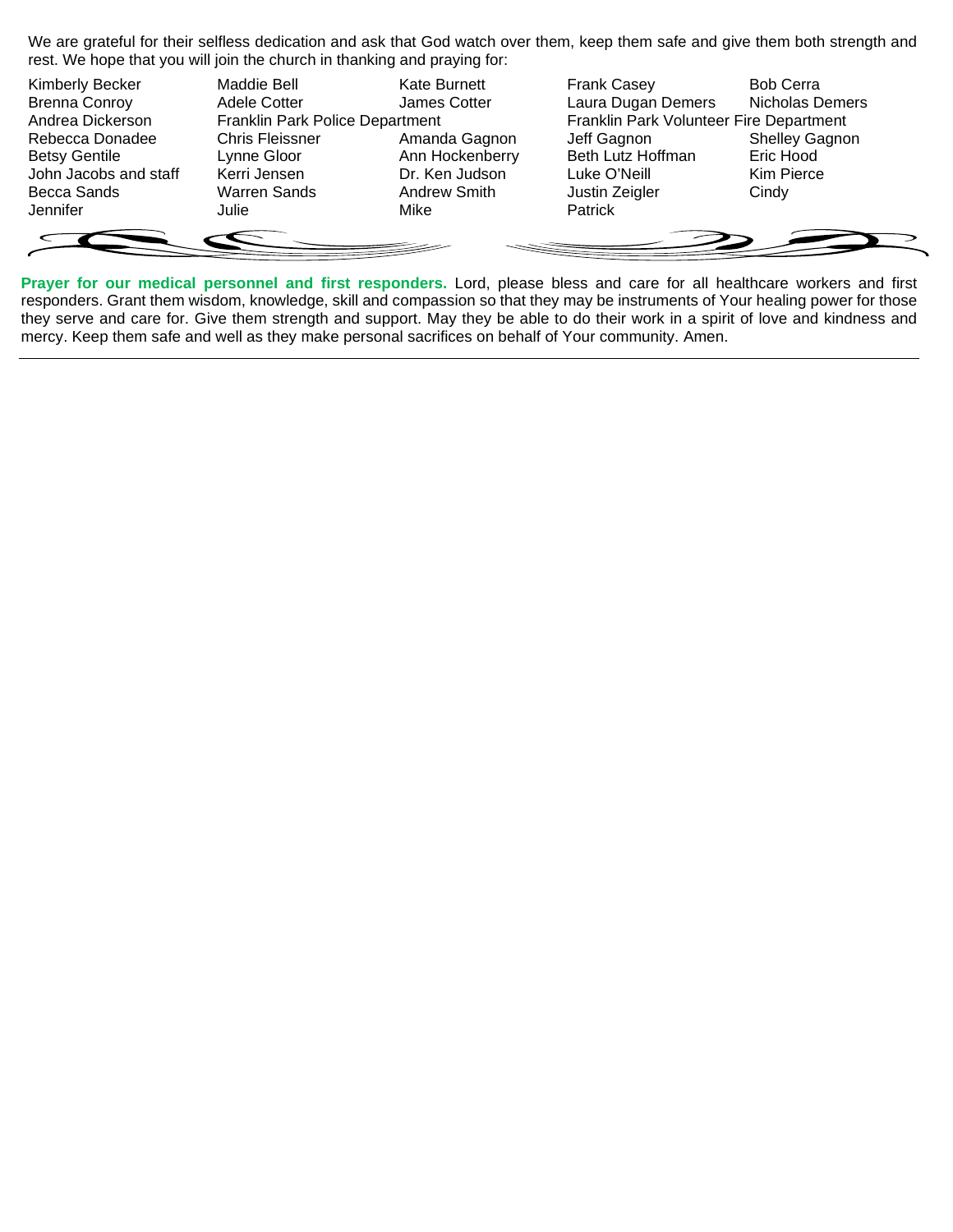We are grateful for their selfless dedication and ask that God watch over them, keep them safe and give them both strength and rest. We hope that you will join the church in thanking and praying for:

| | | | | |
|---|---|---|---|---|
| Kimberly Becker | Maddie Bell | Kate Burnett | Frank Casey | Bob Cerra |
| Brenna Conroy | Adele Cotter | James Cotter | Laura Dugan Demers | Nicholas Demers |
| Andrea Dickerson | Franklin Park Police Department | | Franklin Park Volunteer Fire Department | |
| Rebecca Donadee | Chris Fleissner | Amanda Gagnon | Jeff Gagnon | Shelley Gagnon |
| Betsy Gentile | Lynne Gloor | Ann Hockenberry | Beth Lutz Hoffman | Eric Hood |
| John Jacobs and staff | Kerri Jensen | Dr. Ken Judson | Luke O'Neill | Kim Pierce |
| Becca Sands | Warren Sands | Andrew Smith | Justin Zeigler | Cindy |
| Jennifer | Julie | Mike | Patrick | |

**Prayer for our medical personnel and first responders.** Lord, please bless and care for all healthcare workers and first responders. Grant them wisdom, knowledge, skill and compassion so that they may be instruments of Your healing power for those they serve and care for. Give them strength and support. May they be able to do their work in a spirit of love and kindness and mercy. Keep them safe and well as they make personal sacrifices on behalf of Your community. Amen.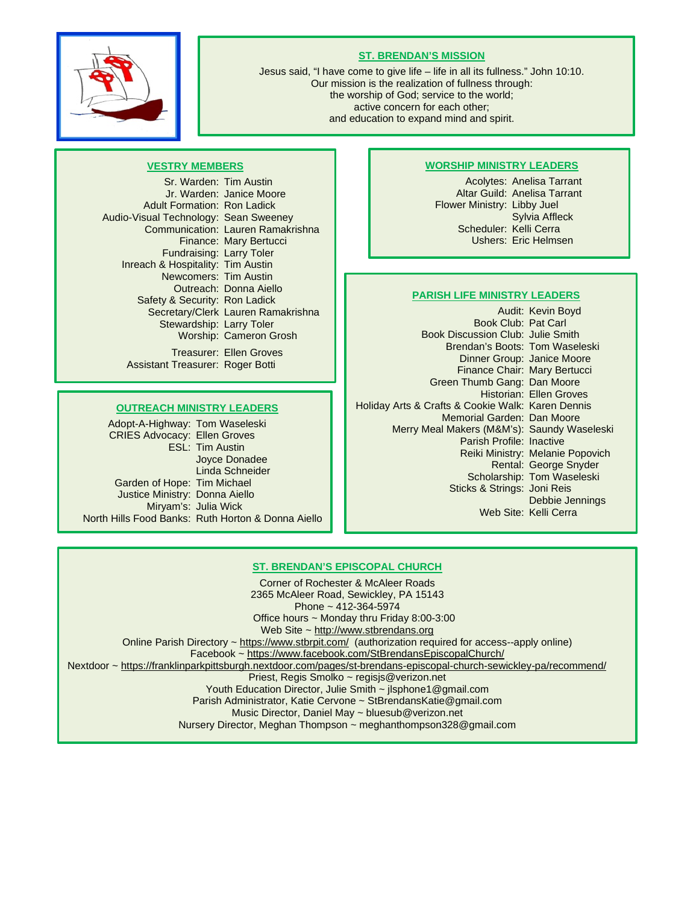## ST. BRENDAN'S MISSION

Jesus said, "I have come to give life – life in all its fullness." John 10:10.
Our mission is the realization of fullness through:
the worship of God; service to the world;
active concern for each other;
and education to expand mind and spirit.

## VESTRY MEMBERS

| | |
|---|---|
| Sr. Warden: | Tim Austin |
| Jr. Warden: | Janice Moore |
| Adult Formation: | Ron Ladick |
| Audio-Visual Technology: | Sean Sweeney |
| Communication: | Lauren Ramakrishna |
| Finance: | Mary Bertucci |
| Fundraising: | Larry Toler |
| Inreach & Hospitality: | Tim Austin |
| Newcomers: | Tim Austin |
| Outreach: | Donna Aiello |
| Safety & Security: | Ron Ladick |
| Secretary/Clerk | Lauren Ramakrishna |
| Stewardship: | Larry Toler |
| Worship: | Cameron Grosh |
| Treasurer: | Ellen Groves |
| Assistant Treasurer: | Roger Botti |

## OUTREACH MINISTRY LEADERS

| | |
|---|---|
| Adopt-A-Highway: | Tom Waseleski |
| CRIES Advocacy: | Ellen Groves |
| ESL: | Tim Austin<br>Joyce Donadee<br>Linda Schneider |
| Garden of Hope: | Tim Michael |
| Justice Ministry: | Donna Aiello |
| Miryam's: | Julia Wick |
| North Hills Food Banks: | Ruth Horton & Donna Aiello |

## WORSHIP MINISTRY LEADERS

| | |
|---|---|
| Acolytes: | Anelisa Tarrant |
| Altar Guild: | Anelisa Tarrant |
| Flower Ministry: | Libby Juel<br>Sylvia Affleck |
| Scheduler: | Kelli Cerra |
| Ushers: | Eric Helmsen |

## PARISH LIFE MINISTRY LEADERS

| | |
|---|---|
| Audit: | Kevin Boyd |
| Book Club: | Pat Carl |
| Book Discussion Club: | Julie Smith |
| Brendan's Boots: | Tom Waseleski |
| Dinner Group: | Janice Moore |
| Finance Chair: | Mary Bertucci |
| Green Thumb Gang: | Dan Moore |
| Historian: | Ellen Groves |
| Holiday Arts & Crafts & Cookie Walk: | Karen Dennis |
| Memorial Garden: | Dan Moore |
| Merry Meal Makers (M&M's): | Saundy Waseleski |
| Parish Profile: | Inactive |
| Reiki Ministry: | Melanie Popovich |
| Rental: | George Snyder |
| Scholarship: | Tom Waseleski |
| Sticks & Strings: | Joni Reis<br>Debbie Jennings |
| Web Site: | Kelli Cerra |

## ST. BRENDAN'S EPISCOPAL CHURCH

Corner of Rochester & McAleer Roads
2365 McAleer Road, Sewickley, PA 15143
Phone ~ 412-364-5974
Office hours ~ Monday thru Friday 8:00-3:00
Web Site ~ http://www.stbrendans.org
Online Parish Directory ~ https://www.stbrpit.com/ (authorization required for access--apply online)
Facebook ~ https://www.facebook.com/StBrendansEpiscopalChurch/
Nextdoor ~ https://franklinparkpittsburgh.nextdoor.com/pages/st-brendans-episcopal-church-sewickley-pa/recommend/
Priest, Regis Smolko ~ regisjs@verizon.net
Youth Education Director, Julie Smith ~ jlsphone1@gmail.com
Parish Administrator, Katie Cervone ~ StBrendansKatie@gmail.com
Music Director, Daniel May ~ bluesub@verizon.net
Nursery Director, Meghan Thompson ~ meghanthompson328@gmail.com